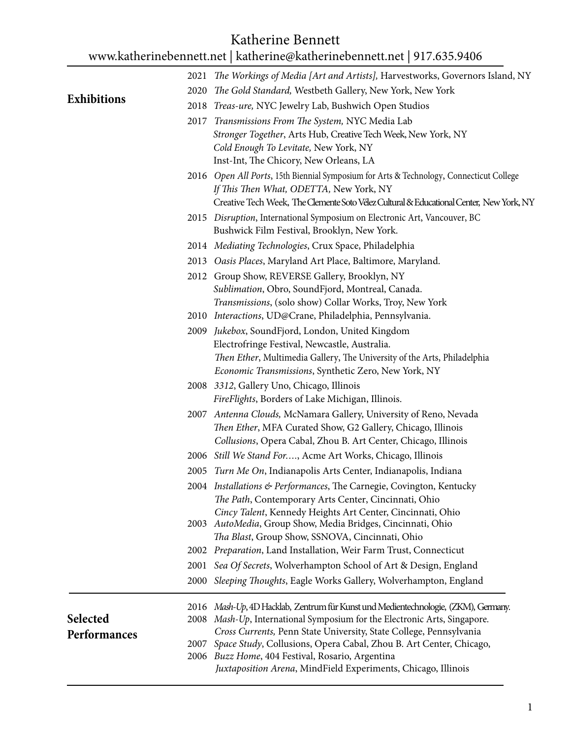# Katherine Bennett

www.katherinebennett.net | katherine@katherinebennett.net | 917.635.9406

## Exhibitions

2021 *The Workings of Media [Art and Artists],* Harvestworks, Governors Island, NY

2020 *The Gold Standard,* Westbeth Gallery, New York, New York

2018 *Treas-ure,* NYC Jewelry Lab, Bushwich Open Studios

2017 *Transmissions From The System,* NYC Media Lab
*Stronger Together*, Arts Hub, Creative Tech Week, New York, NY
*Cold Enough To Levitate,* New York, NY
Inst-Int, The Chicory, New Orleans, LA

2016 *Open All Ports*, 15th Biennial Symposium for Arts & Technology, Connecticut College
*If This Then What, ODETTA,* New York, NY
Creative Tech Week, The Clemente Soto Vélez Cultural & Educational Center, New York, NY

2015 *Disruption*, International Symposium on Electronic Art, Vancouver, BC
Bushwick Film Festival, Brooklyn, New York.

2014 *Mediating Technologies*, Crux Space, Philadelphia

2013 *Oasis Places*, Maryland Art Place, Baltimore, Maryland.

2012 Group Show, REVERSE Gallery, Brooklyn, NY
*Sublimation*, Obro, SoundFjord, Montreal, Canada.
*Transmissions*, (solo show) Collar Works, Troy, New York

2010 *Interactions*, UD@Crane, Philadelphia, Pennsylvania.

2009 *Jukebox*, SoundFjord, London, United Kingdom
Electrofringe Festival, Newcastle, Australia.
*Then Ether*, Multimedia Gallery, The University of the Arts, Philadelphia
*Economic Transmissions*, Synthetic Zero, New York, NY

2008 *3312*, Gallery Uno, Chicago, Illinois
*FireFlights*, Borders of Lake Michigan, Illinois.

2007 *Antenna Clouds,* McNamara Gallery, University of Reno, Nevada
*Then Ether*, MFA Curated Show, G2 Gallery, Chicago, Illinois
*Collusions*, Opera Cabal, Zhou B. Art Center, Chicago, Illinois

2006 *Still We Stand For….*, Acme Art Works, Chicago, Illinois

2005 *Turn Me On*, Indianapolis Arts Center, Indianapolis, Indiana

2004 *Installations & Performances*, The Carnegie, Covington, Kentucky
*The Path*, Contemporary Arts Center, Cincinnati, Ohio
*Cincy Talent*, Kennedy Heights Art Center, Cincinnati, Ohio

2003 *AutoMedia*, Group Show, Media Bridges, Cincinnati, Ohio
*Tha Blast*, Group Show, SSNOVA, Cincinnati, Ohio

2002 *Preparation*, Land Installation, Weir Farm Trust, Connecticut

2001 *Sea Of Secrets*, Wolverhampton School of Art & Design, England

2000 *Sleeping Thoughts*, Eagle Works Gallery, Wolverhampton, England

## Selected Performances

2016 *Mash-Up*, 4D Hacklab, Zentrum für Kunst und Medientechnologie, (ZKM), Germany.

2008 *Mash-Up*, International Symposium for the Electronic Arts, Singapore.
*Cross Currents,* Penn State University, State College, Pennsylvania

2007 *Space Study*, Collusions, Opera Cabal, Zhou B. Art Center, Chicago,

2006 *Buzz Home*, 404 Festival, Rosario, Argentina
*Juxtaposition Arena*, MindField Experiments, Chicago, Illinois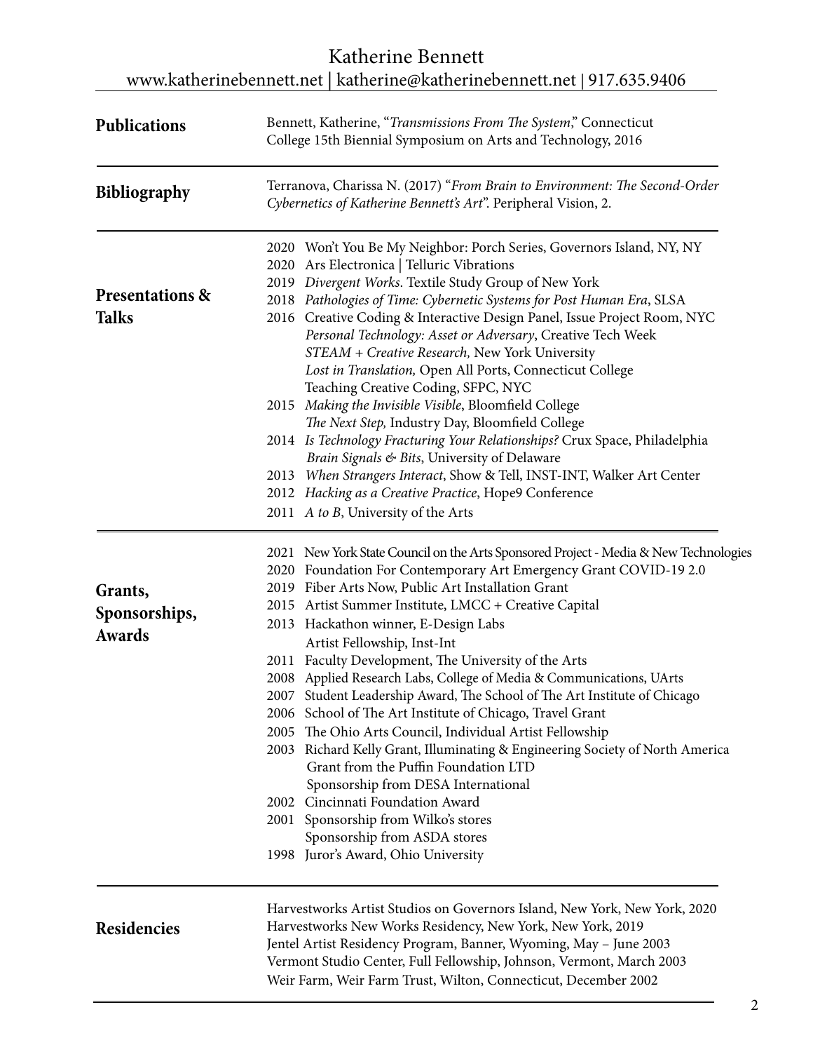## Publications

Bennett, Katherine, "*Transmissions From The System*," Connecticut College 15th Biennial Symposium on Arts and Technology, 2016

## Bibliography

Terranova, Charissa N. (2017) "*From Brain to Environment: The Second-Order Cybernetics of Katherine Bennett's Art*". Peripheral Vision, 2.

## Presentations & Talks

- 2020 Won't You Be My Neighbor: Porch Series, Governors Island, NY, NY
- 2020 Ars Electronica | Telluric Vibrations
- 2019 *Divergent Works*. Textile Study Group of New York
- 2018 *Pathologies of Time: Cybernetic Systems for Post Human Era*, SLSA
- 2016 Creative Coding & Interactive Design Panel, Issue Project Room, NYC
  - *Personal Technology: Asset or Adversary*, Creative Tech Week
  - *STEAM + Creative Research,* New York University
  - *Lost in Translation,* Open All Ports, Connecticut College
  - Teaching Creative Coding, SFPC, NYC
- 2015 *Making the Invisible Visible*, Bloomfield College
  - *The Next Step,* Industry Day, Bloomfield College
- 2014 *Is Technology Fracturing Your Relationships?* Crux Space, Philadelphia
  - *Brain Signals & Bits*, University of Delaware
- 2013 *When Strangers Interact*, Show & Tell, INST-INT, Walker Art Center
- 2012 *Hacking as a Creative Practice*, Hope9 Conference
- 2011 *A to B*, University of the Arts

## Grants, Sponsorships, Awards

- 2021 New York State Council on the Arts Sponsored Project - Media & New Technologies
- 2020 Foundation For Contemporary Art Emergency Grant COVID-19 2.0
- 2019 Fiber Arts Now, Public Art Installation Grant
- 2015 Artist Summer Institute, LMCC + Creative Capital
- 2013 Hackathon winner, E-Design Labs
  - Artist Fellowship, Inst-Int
- 2011 Faculty Development, The University of the Arts
- 2008 Applied Research Labs, College of Media & Communications, UArts
- 2007 Student Leadership Award, The School of The Art Institute of Chicago
- 2006 School of The Art Institute of Chicago, Travel Grant
- 2005 The Ohio Arts Council, Individual Artist Fellowship
- 2003 Richard Kelly Grant, Illuminating & Engineering Society of North America
  - Grant from the Puffin Foundation LTD
  - Sponsorship from DESA International
- 2002 Cincinnati Foundation Award
- 2001 Sponsorship from Wilko's stores
  - Sponsorship from ASDA stores
- 1998 Juror's Award, Ohio University

## Residencies

Harvestworks Artist Studios on Governors Island, New York, New York, 2020
Harvestworks New Works Residency, New York, New York, 2019
Jentel Artist Residency Program, Banner, Wyoming, May – June 2003
Vermont Studio Center, Full Fellowship, Johnson, Vermont, March 2003
Weir Farm, Weir Farm Trust, Wilton, Connecticut, December 2002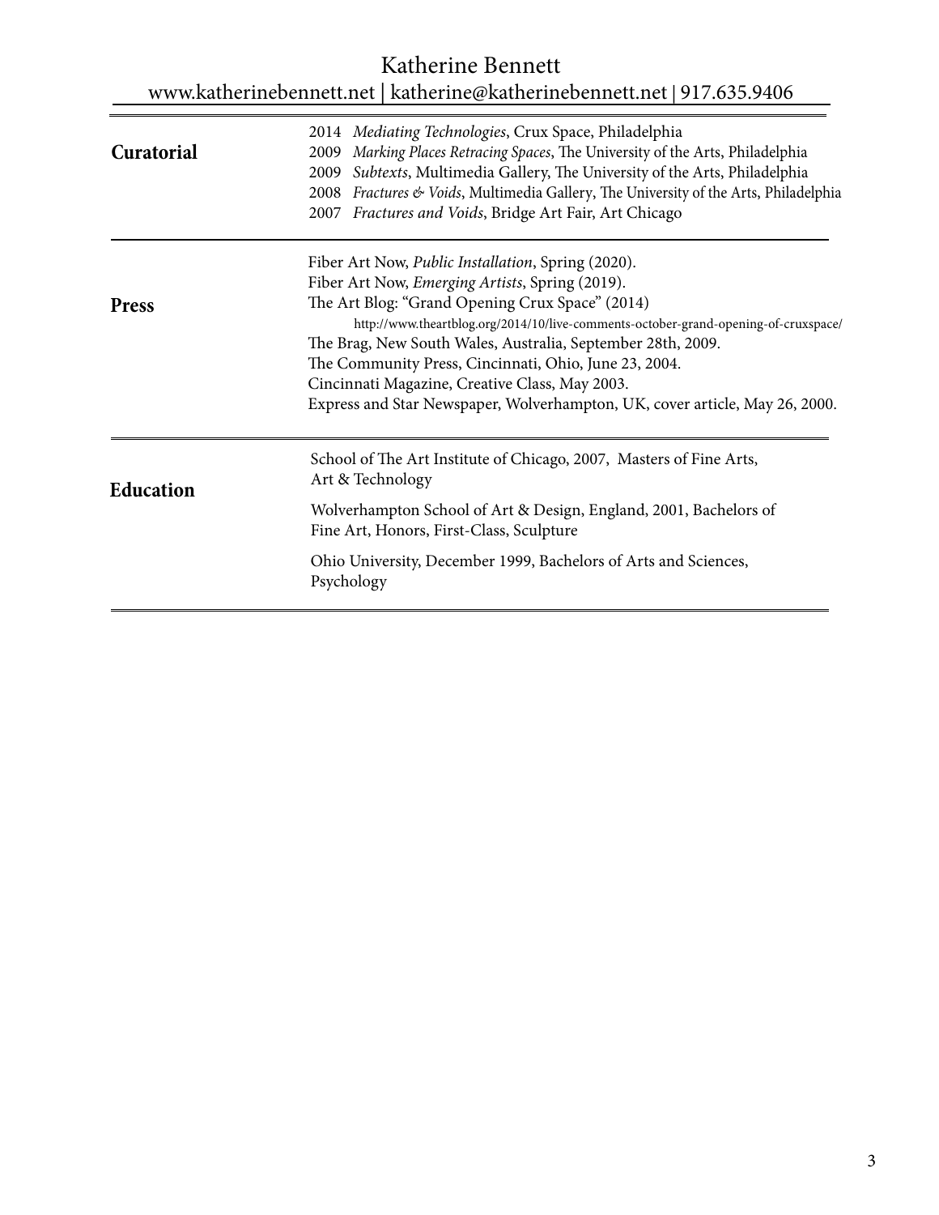Katherine Bennett
www.katherinebennett.net | katherine@katherinebennett.net | 917.635.9406

## Curatorial

2014 *Mediating Technologies*, Crux Space, Philadelphia
2009 *Marking Places Retracing Spaces*, The University of the Arts, Philadelphia
2009 *Subtexts*, Multimedia Gallery, The University of the Arts, Philadelphia
2008 *Fractures & Voids*, Multimedia Gallery, The University of the Arts, Philadelphia
2007 *Fractures and Voids*, Bridge Art Fair, Art Chicago

## Press

Fiber Art Now, *Public Installation*, Spring (2020).
Fiber Art Now, *Emerging Artists*, Spring (2019).
The Art Blog: "Grand Opening Crux Space" (2014)
http://www.theartblog.org/2014/10/live-comments-october-grand-opening-of-cruxspace/
The Brag, New South Wales, Australia, September 28th, 2009.
The Community Press, Cincinnati, Ohio, June 23, 2004.
Cincinnati Magazine, Creative Class, May 2003.
Express and Star Newspaper, Wolverhampton, UK, cover article, May 26, 2000.

## Education

School of The Art Institute of Chicago, 2007, Masters of Fine Arts, Art & Technology

Wolverhampton School of Art & Design, England, 2001, Bachelors of Fine Art, Honors, First-Class, Sculpture

Ohio University, December 1999, Bachelors of Arts and Sciences, Psychology